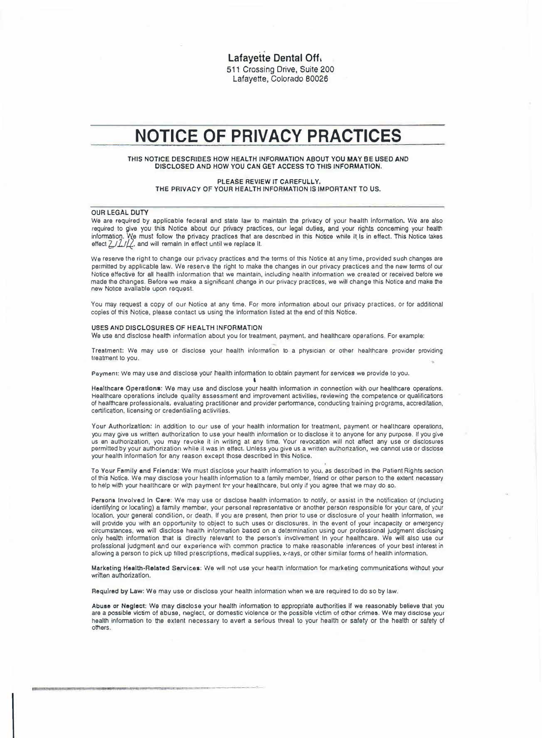**Lafayette Dental Off.**
511 Crossing Drive, Suite 200
Lafayette, Colorado 80026

# NOTICE OF PRIVACY PRACTICES

**THIS NOTICE DESCRIBES HOW HEALTH INFORMATION ABOUT YOU MAY BE USED AND DISCLOSED AND HOW YOU CAN GET ACCESS TO THIS INFORMATION.**

**PLEASE REVIEW IT CAREFULLY.**
**THE PRIVACY OF YOUR HEALTH INFORMATION IS IMPORTANT TO US.**

## OUR LEGAL DUTY

We are required by applicable federal and state law to maintain the privacy of your health information. We are also required to give you this Notice about our privacy practices, our legal duties, and your rights concerning your health information. We must follow the privacy practices that are described in this Notice while it is in effect. This Notice takes effect 2/1/12. and will remain in effect until we replace it.

We reserve the right to change our privacy practices and the terms of this Notice at any time, provided such changes are permitted by applicable law. We reserve the right to make the changes in our privacy practices and the new terms of our Notice effective for all health information that we maintain, including health information we created or received before we made the changes. Before we make a significant change in our privacy practices, we will change this Notice and make the new Notice available upon request.

You may request a copy of our Notice at any time. For more information about our privacy practices, or for additional copies of this Notice, please contact us using the Information listed at the end of this Notice.

## USES AND DISCLOSURES OF HEALTH INFORMATION

We use and disclose health information about you for treatment, payment, and healthcare operations. For example:

**Treatment:** We may use or disclose your health information to a physician or other healthcare provider providing treatment to you.

**Payment:** We may use and disclose your health information to obtain payment for services we provide to you.

**Healthcare Operations:** We may use and disclose your health information in connection with our healthcare operations. Healthcare operations include quality assessment and improvement activities, reviewing the competence or qualifications of healthcare professionals, evaluating practitioner and provider performance, conducting training programs, accreditation, certification, licensing or credentialing activities.

**Your Authorization:** In addition to our use of your health information for treatment, payment or healthcare operations, you may give us written authorization to use your health information or to disclose it to anyone for any purpose. If you give us an authorization, you may revoke it in writing at any time. Your revocation will not affect any use or disclosures permitted by your authorization while it was in effect. Unless you give us a written authorization, we cannot use or disclose your health information for any reason except those described in this Notice.

**To Your Family and Friends:** We must disclose your health information to you, as described in the Patient Rights section of this Notice. We may disclose your health information to a family member, friend or other person to the extent necessary to help with your healthcare or with payment for your healthcare, but only if you agree that we may do so.

**Persons Involved In Care:** We may use or disclose health information to notify, or assist in the notification of (including identifying or locating) a family member, your personal representative or another person responsible for your care, of your location, your general condition, or death. If you are present, then prior to use or disclosure of your health information, we will provide you with an opportunity to object to such uses or disclosures. In the event of your incapacity or emergency circumstances, we will disclose health information based on a determination using our professional judgment disclosing only health information that is directly relevant to the person's involvement in your healthcare. We will also use our professional judgment and our experience with common practice to make reasonable inferences of your best interest in allowing a person to pick up filled prescriptions, medical supplies, x-rays, or other similar forms of health information.

**Marketing Health-Related Services:** We will not use your health information for marketing communications without your written authorization.

**Required by Law:** We may use or disclose your health information when we are required to do so by law.

**Abuse or Neglect:** We may disclose your health information to appropriate authorities if we reasonably believe that you are a possible victim of abuse, neglect, or domestic violence or the possible victim of other crimes. We may disclose your health information to the extent necessary to avert a serious threat to your health or safety or the health or safety of others.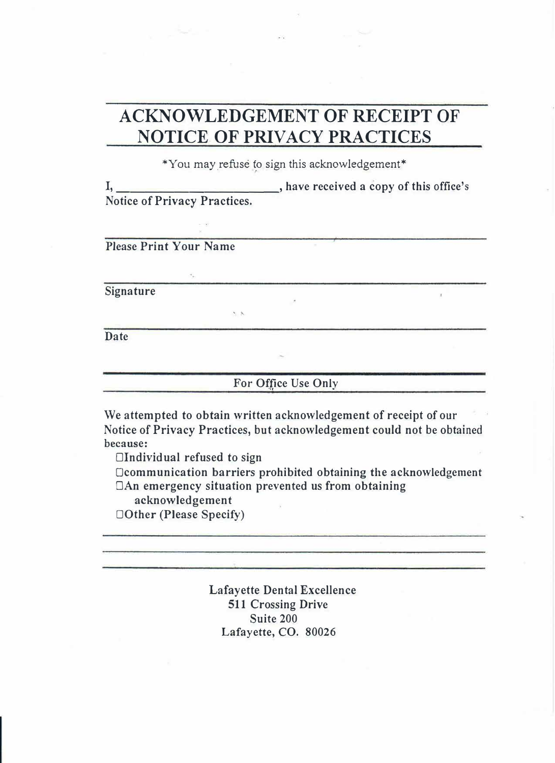# ACKNOWLEDGEMENT OF RECEIPT OF NOTICE OF PRIVACY PRACTICES

*You may refuse to sign this acknowledgement*

**I, ________________________, have received a copy of this office's Notice of Privacy Practices.**

______________________________________________

**Please Print Your Name**

______________________________________________

**Signature**

______________________________________________

**Date**

---

**For Office Use Only**

---

**We attempted to obtain written acknowledgement of receipt of our Notice of Privacy Practices, but acknowledgement could not be obtained because:**

- ☐ **Individual refused to sign**
- ☐ **communication barriers prohibited obtaining the acknowledgement**
- ☐ **An emergency situation prevented us from obtaining acknowledgement**
- ☐ **Other (Please Specify)**

______________________________________________

______________________________________________

______________________________________________

**Lafayette Dental Excellence**
**511 Crossing Drive**
**Suite 200**
**Lafayette, CO. 80026**